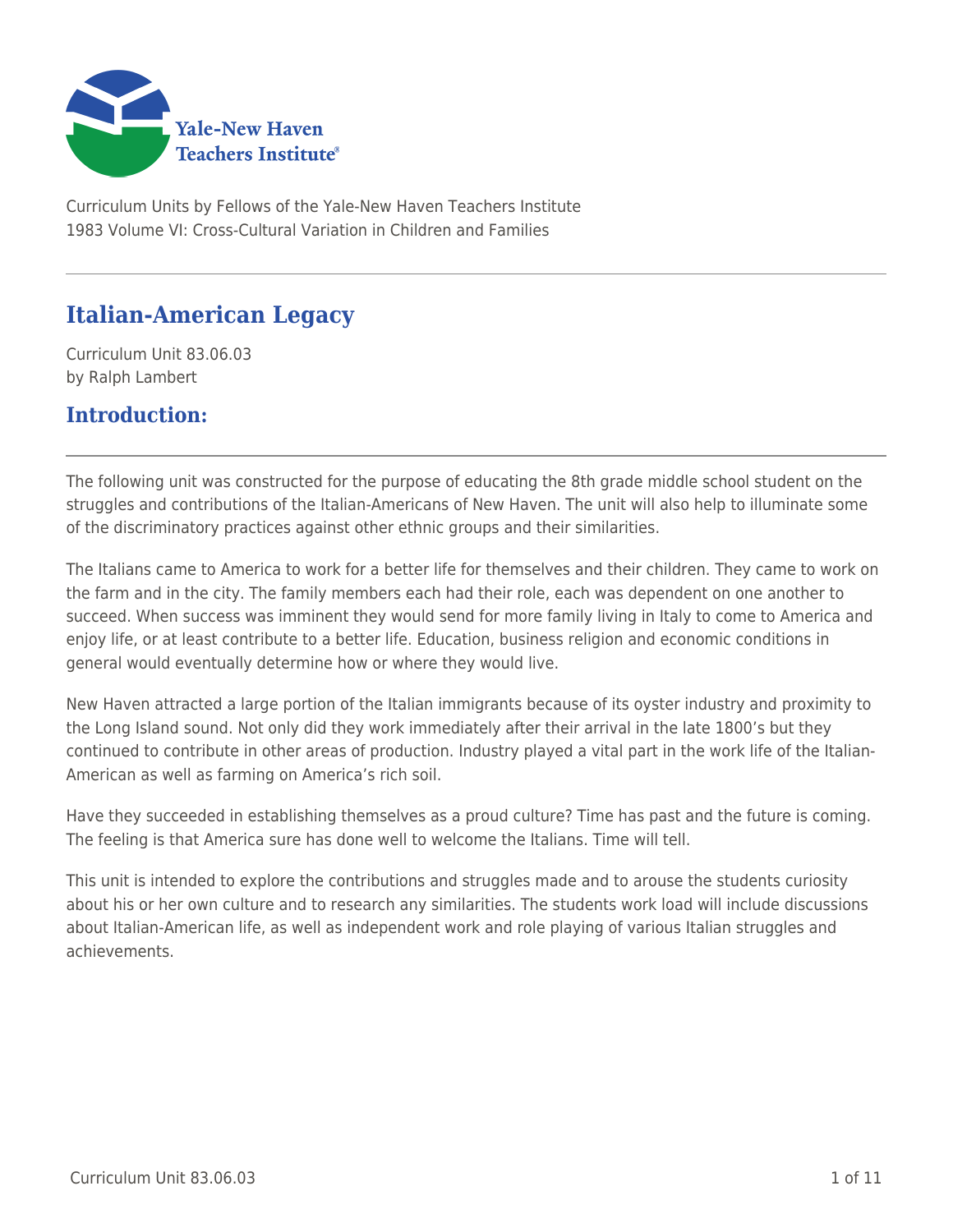Curriculum Units by Fellows of the Yale-New Haven Teachers Institute
1983 Volume VI: Cross-Cultural Variation in Children and Families

# Italian-American Legacy

Curriculum Unit 83.06.03
by Ralph Lambert

## Introduction:

The following unit was constructed for the purpose of educating the 8th grade middle school student on the struggles and contributions of the Italian-Americans of New Haven. The unit will also help to illuminate some of the discriminatory practices against other ethnic groups and their similarities.

The Italians came to America to work for a better life for themselves and their children. They came to work on the farm and in the city. The family members each had their role, each was dependent on one another to succeed. When success was imminent they would send for more family living in Italy to come to America and enjoy life, or at least contribute to a better life. Education, business religion and economic conditions in general would eventually determine how or where they would live.

New Haven attracted a large portion of the Italian immigrants because of its oyster industry and proximity to the Long Island sound. Not only did they work immediately after their arrival in the late 1800's but they continued to contribute in other areas of production. Industry played a vital part in the work life of the Italian-American as well as farming on America's rich soil.

Have they succeeded in establishing themselves as a proud culture? Time has past and the future is coming. The feeling is that America sure has done well to welcome the Italians. Time will tell.

This unit is intended to explore the contributions and struggles made and to arouse the students curiosity about his or her own culture and to research any similarities. The students work load will include discussions about Italian-American life, as well as independent work and role playing of various Italian struggles and achievements.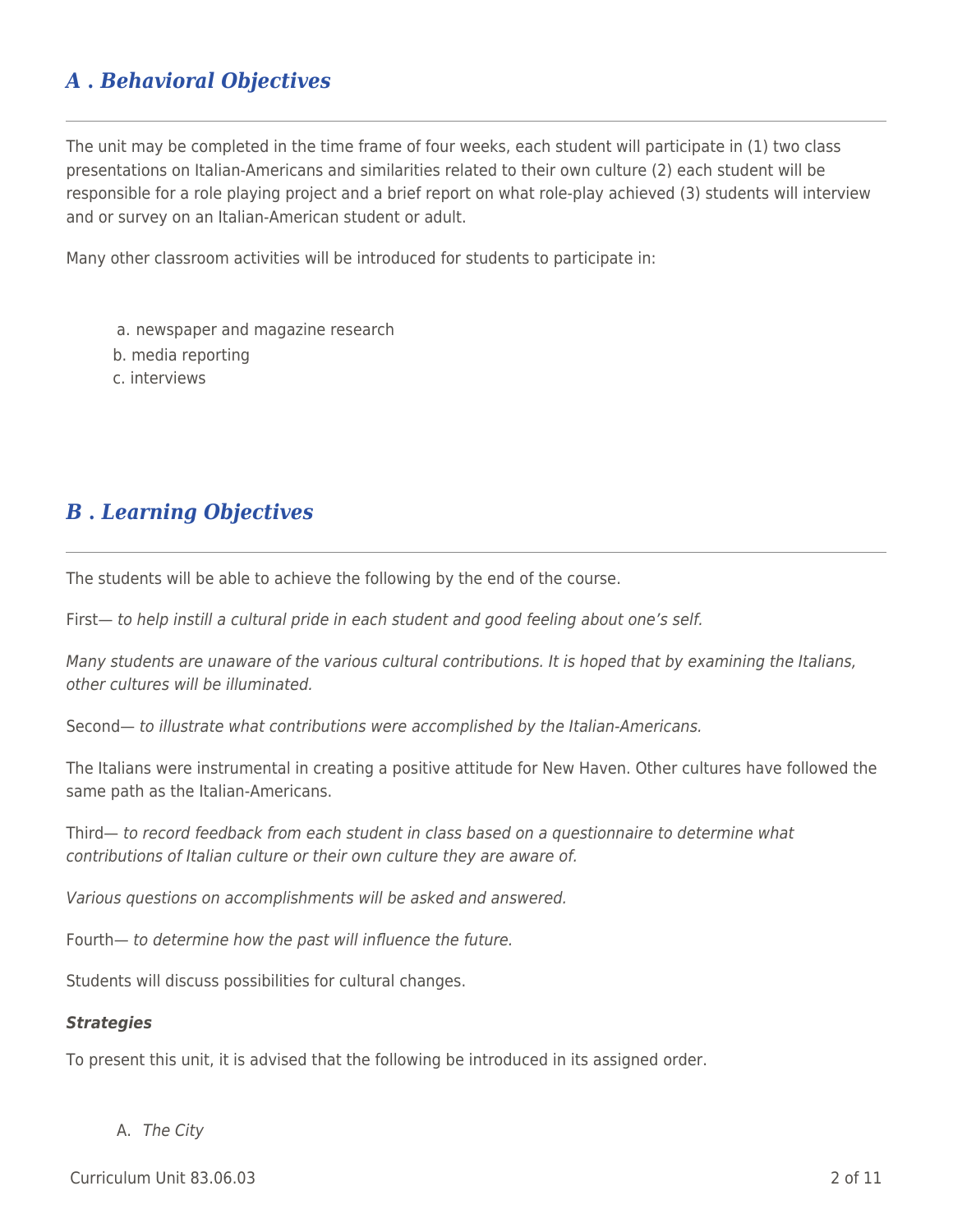## A . Behavioral Objectives

The unit may be completed in the time frame of four weeks, each student will participate in (1) two class presentations on Italian-Americans and similarities related to their own culture (2) each student will be responsible for a role playing project and a brief report on what role-play achieved (3) students will interview and or survey on an Italian-American student or adult.

Many other classroom activities will be introduced for students to participate in:

a. newspaper and magazine research
b. media reporting
c. interviews

## B . Learning Objectives

The students will be able to achieve the following by the end of the course.

First— *to help instill a cultural pride in each student and good feeling about one's self.*

*Many students are unaware of the various cultural contributions. It is hoped that by examining the Italians, other cultures will be illuminated.*

Second— *to illustrate what contributions were accomplished by the Italian-Americans.*

The Italians were instrumental in creating a positive attitude for New Haven. Other cultures have followed the same path as the Italian-Americans.

Third— *to record feedback from each student in class based on a questionnaire to determine what contributions of Italian culture or their own culture they are aware of.*

*Various questions on accomplishments will be asked and answered.*

Fourth— *to determine how the past will influence the future.*

Students will discuss possibilities for cultural changes.

***Strategies***

To present this unit, it is advised that the following be introduced in its assigned order.

A. *The City*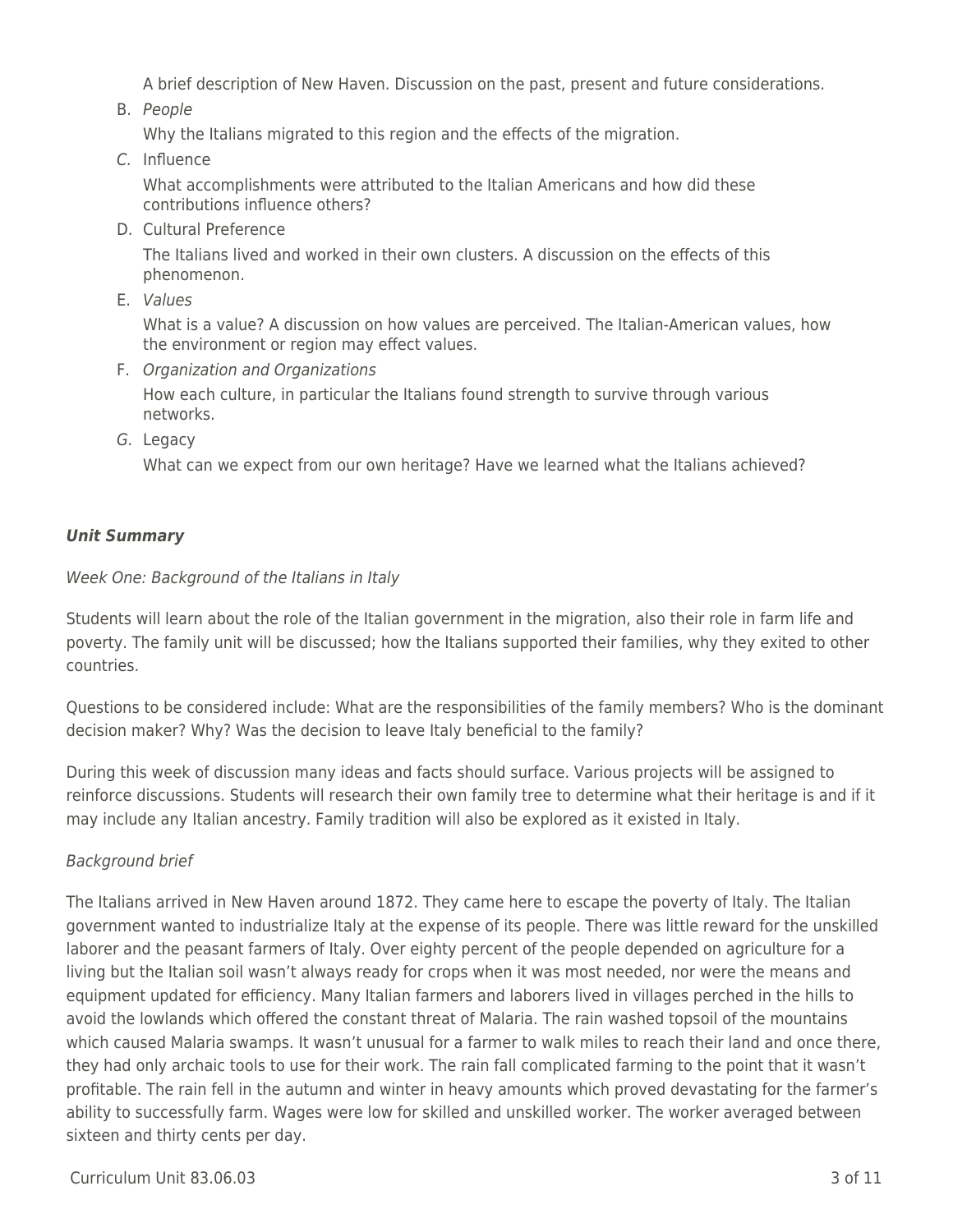A brief description of New Haven. Discussion on the past, present and future considerations.

B. *People*

   Why the Italians migrated to this region and the effects of the migration.

C. Influence

   What accomplishments were attributed to the Italian Americans and how did these contributions influence others?

D. Cultural Preference

   The Italians lived and worked in their own clusters. A discussion on the effects of this phenomenon.

E. *Values*

   What is a value? A discussion on how values are perceived. The Italian-American values, how the environment or region may effect values.

F. *Organization and Organizations*

   How each culture, in particular the Italians found strength to survive through various networks.

G. Legacy

   What can we expect from our own heritage? Have we learned what the Italians achieved?

### ***Unit Summary***

*Week One: Background of the Italians in Italy*

Students will learn about the role of the Italian government in the migration, also their role in farm life and poverty. The family unit will be discussed; how the Italians supported their families, why they exited to other countries.

Questions to be considered include: What are the responsibilities of the family members? Who is the dominant decision maker? Why? Was the decision to leave Italy beneficial to the family?

During this week of discussion many ideas and facts should surface. Various projects will be assigned to reinforce discussions. Students will research their own family tree to determine what their heritage is and if it may include any Italian ancestry. Family tradition will also be explored as it existed in Italy.

*Background brief*

The Italians arrived in New Haven around 1872. They came here to escape the poverty of Italy. The Italian government wanted to industrialize Italy at the expense of its people. There was little reward for the unskilled laborer and the peasant farmers of Italy. Over eighty percent of the people depended on agriculture for a living but the Italian soil wasn't always ready for crops when it was most needed, nor were the means and equipment updated for efficiency. Many Italian farmers and laborers lived in villages perched in the hills to avoid the lowlands which offered the constant threat of Malaria. The rain washed topsoil of the mountains which caused Malaria swamps. It wasn't unusual for a farmer to walk miles to reach their land and once there, they had only archaic tools to use for their work. The rain fall complicated farming to the point that it wasn't profitable. The rain fell in the autumn and winter in heavy amounts which proved devastating for the farmer's ability to successfully farm. Wages were low for skilled and unskilled worker. The worker averaged between sixteen and thirty cents per day.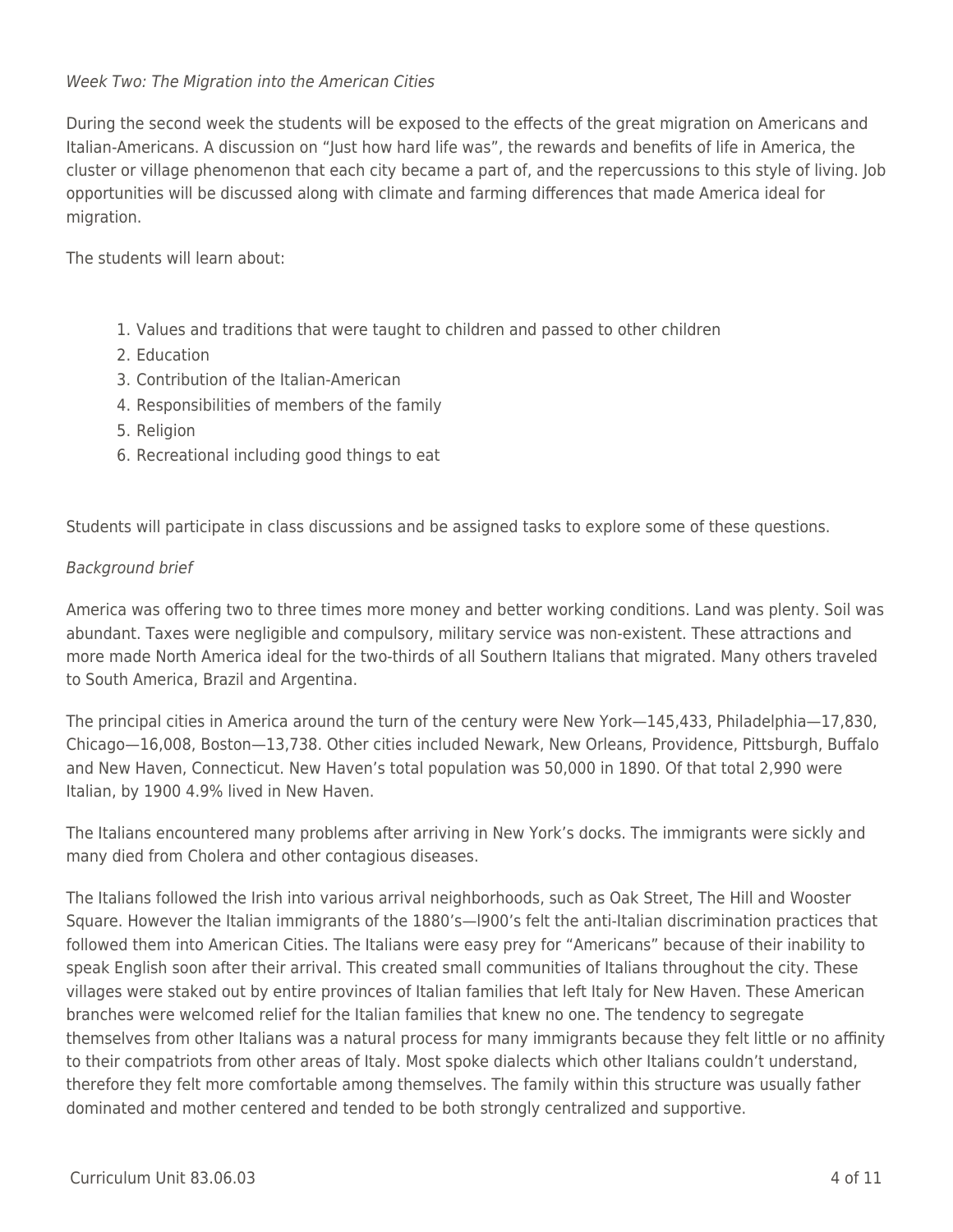*Week Two: The Migration into the American Cities*

During the second week the students will be exposed to the effects of the great migration on Americans and Italian-Americans. A discussion on "Just how hard life was", the rewards and benefits of life in America, the cluster or village phenomenon that each city became a part of, and the repercussions to this style of living. Job opportunities will be discussed along with climate and farming differences that made America ideal for migration.

The students will learn about:

1. Values and traditions that were taught to children and passed to other children
2. Education
3. Contribution of the Italian-American
4. Responsibilities of members of the family
5. Religion
6. Recreational including good things to eat

Students will participate in class discussions and be assigned tasks to explore some of these questions.

*Background brief*

America was offering two to three times more money and better working conditions. Land was plenty. Soil was abundant. Taxes were negligible and compulsory, military service was non-existent. These attractions and more made North America ideal for the two-thirds of all Southern Italians that migrated. Many others traveled to South America, Brazil and Argentina.

The principal cities in America around the turn of the century were New York—145,433, Philadelphia—17,830, Chicago—16,008, Boston—13,738. Other cities included Newark, New Orleans, Providence, Pittsburgh, Buffalo and New Haven, Connecticut. New Haven's total population was 50,000 in 1890. Of that total 2,990 were Italian, by 1900 4.9% lived in New Haven.

The Italians encountered many problems after arriving in New York's docks. The immigrants were sickly and many died from Cholera and other contagious diseases.

The Italians followed the Irish into various arrival neighborhoods, such as Oak Street, The Hill and Wooster Square. However the Italian immigrants of the 1880's—l900's felt the anti-Italian discrimination practices that followed them into American Cities. The Italians were easy prey for "Americans" because of their inability to speak English soon after their arrival. This created small communities of Italians throughout the city. These villages were staked out by entire provinces of Italian families that left Italy for New Haven. These American branches were welcomed relief for the Italian families that knew no one. The tendency to segregate themselves from other Italians was a natural process for many immigrants because they felt little or no affinity to their compatriots from other areas of Italy. Most spoke dialects which other Italians couldn't understand, therefore they felt more comfortable among themselves. The family within this structure was usually father dominated and mother centered and tended to be both strongly centralized and supportive.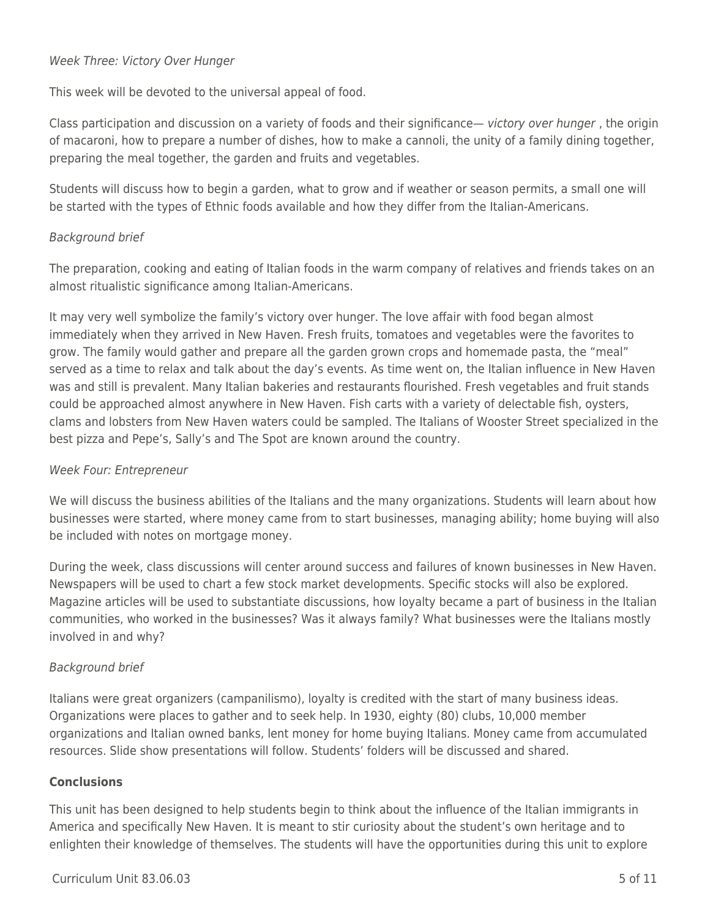*Week Three: Victory Over Hunger*

This week will be devoted to the universal appeal of food.

Class participation and discussion on a variety of foods and their significance— *victory over hunger* , the origin of macaroni, how to prepare a number of dishes, how to make a cannoli, the unity of a family dining together, preparing the meal together, the garden and fruits and vegetables.

Students will discuss how to begin a garden, what to grow and if weather or season permits, a small one will be started with the types of Ethnic foods available and how they differ from the Italian-Americans.

*Background brief*

The preparation, cooking and eating of Italian foods in the warm company of relatives and friends takes on an almost ritualistic significance among Italian-Americans.

It may very well symbolize the family's victory over hunger. The love affair with food began almost immediately when they arrived in New Haven. Fresh fruits, tomatoes and vegetables were the favorites to grow. The family would gather and prepare all the garden grown crops and homemade pasta, the "meal" served as a time to relax and talk about the day's events. As time went on, the Italian influence in New Haven was and still is prevalent. Many Italian bakeries and restaurants flourished. Fresh vegetables and fruit stands could be approached almost anywhere in New Haven. Fish carts with a variety of delectable fish, oysters, clams and lobsters from New Haven waters could be sampled. The Italians of Wooster Street specialized in the best pizza and Pepe's, Sally's and The Spot are known around the country.

*Week Four: Entrepreneur*

We will discuss the business abilities of the Italians and the many organizations. Students will learn about how businesses were started, where money came from to start businesses, managing ability; home buying will also be included with notes on mortgage money.

During the week, class discussions will center around success and failures of known businesses in New Haven. Newspapers will be used to chart a few stock market developments. Specific stocks will also be explored. Magazine articles will be used to substantiate discussions, how loyalty became a part of business in the Italian communities, who worked in the businesses? Was it always family? What businesses were the Italians mostly involved in and why?

*Background brief*

Italians were great organizers (campanilismo), loyalty is credited with the start of many business ideas. Organizations were places to gather and to seek help. In 1930, eighty (80) clubs, 10,000 member organizations and Italian owned banks, lent money for home buying Italians. Money came from accumulated resources. Slide show presentations will follow. Students' folders will be discussed and shared.

**Conclusions**

This unit has been designed to help students begin to think about the influence of the Italian immigrants in America and specifically New Haven. It is meant to stir curiosity about the student's own heritage and to enlighten their knowledge of themselves. The students will have the opportunities during this unit to explore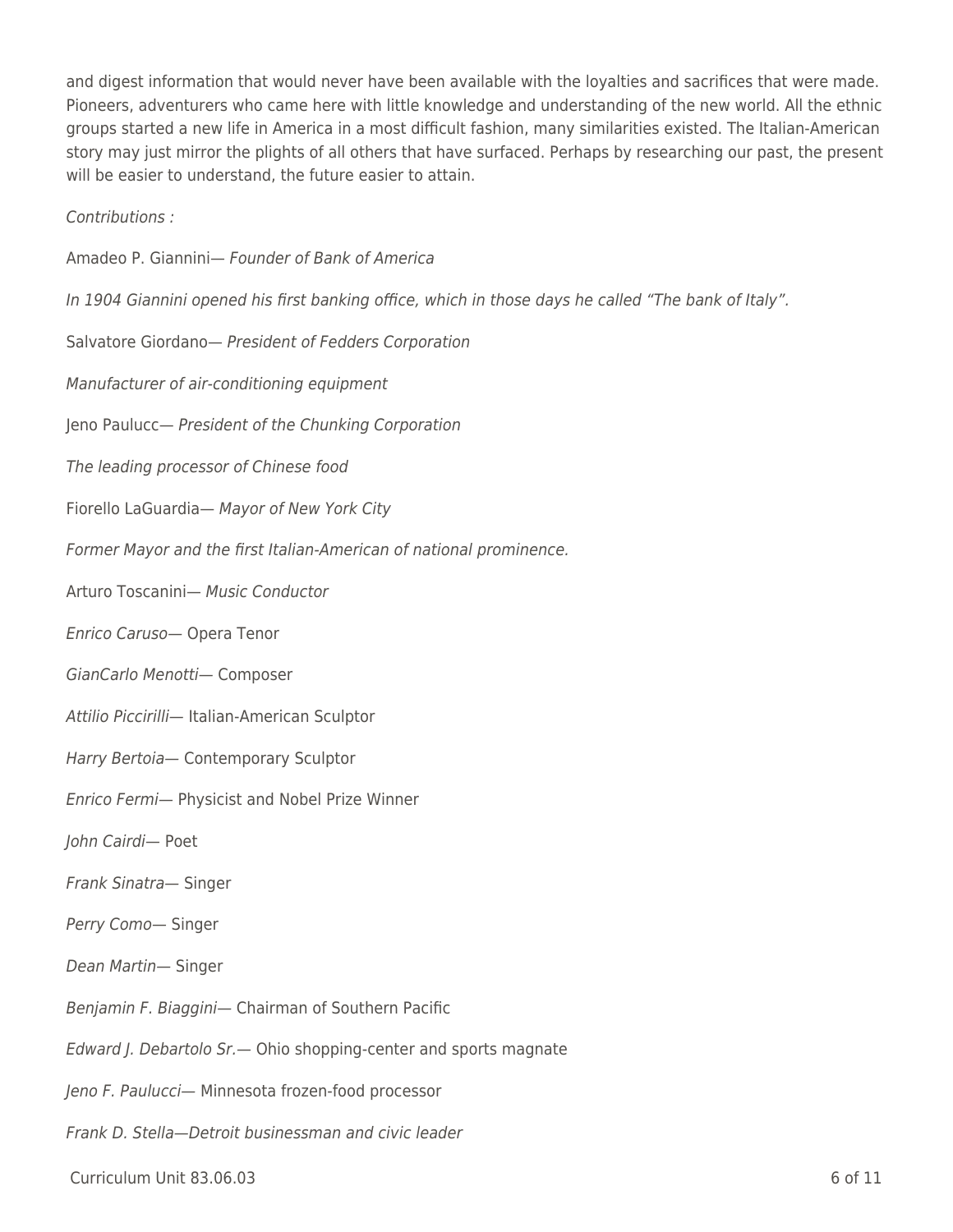and digest information that would never have been available with the loyalties and sacrifices that were made. Pioneers, adventurers who came here with little knowledge and understanding of the new world. All the ethnic groups started a new life in America in a most difficult fashion, many similarities existed. The Italian-American story may just mirror the plights of all others that have surfaced. Perhaps by researching our past, the present will be easier to understand, the future easier to attain.

*Contributions :*

Amadeo P. Giannini— *Founder of Bank of America*

*In 1904 Giannini opened his first banking office, which in those days he called "The bank of Italy".*

Salvatore Giordano— *President of Fedders Corporation*

*Manufacturer of air-conditioning equipment*

Jeno Paulucc— *President of the Chunking Corporation*

*The leading processor of Chinese food*

Fiorello LaGuardia— *Mayor of New York City*

*Former Mayor and the first Italian-American of national prominence.*

Arturo Toscanini— *Music Conductor*

*Enrico Caruso*— Opera Tenor

*GianCarlo Menotti*— Composer

*Attilio Piccirilli*— Italian-American Sculptor

*Harry Bertoia*— Contemporary Sculptor

*Enrico Fermi*— Physicist and Nobel Prize Winner

*John Cairdi*— Poet

*Frank Sinatra*— Singer

*Perry Como*— Singer

*Dean Martin*— Singer

*Benjamin F. Biaggini*— Chairman of Southern Pacific

*Edward J. Debartolo Sr.*— Ohio shopping-center and sports magnate

*Jeno F. Paulucci*— Minnesota frozen-food processor

*Frank D. Stella—Detroit businessman and civic leader*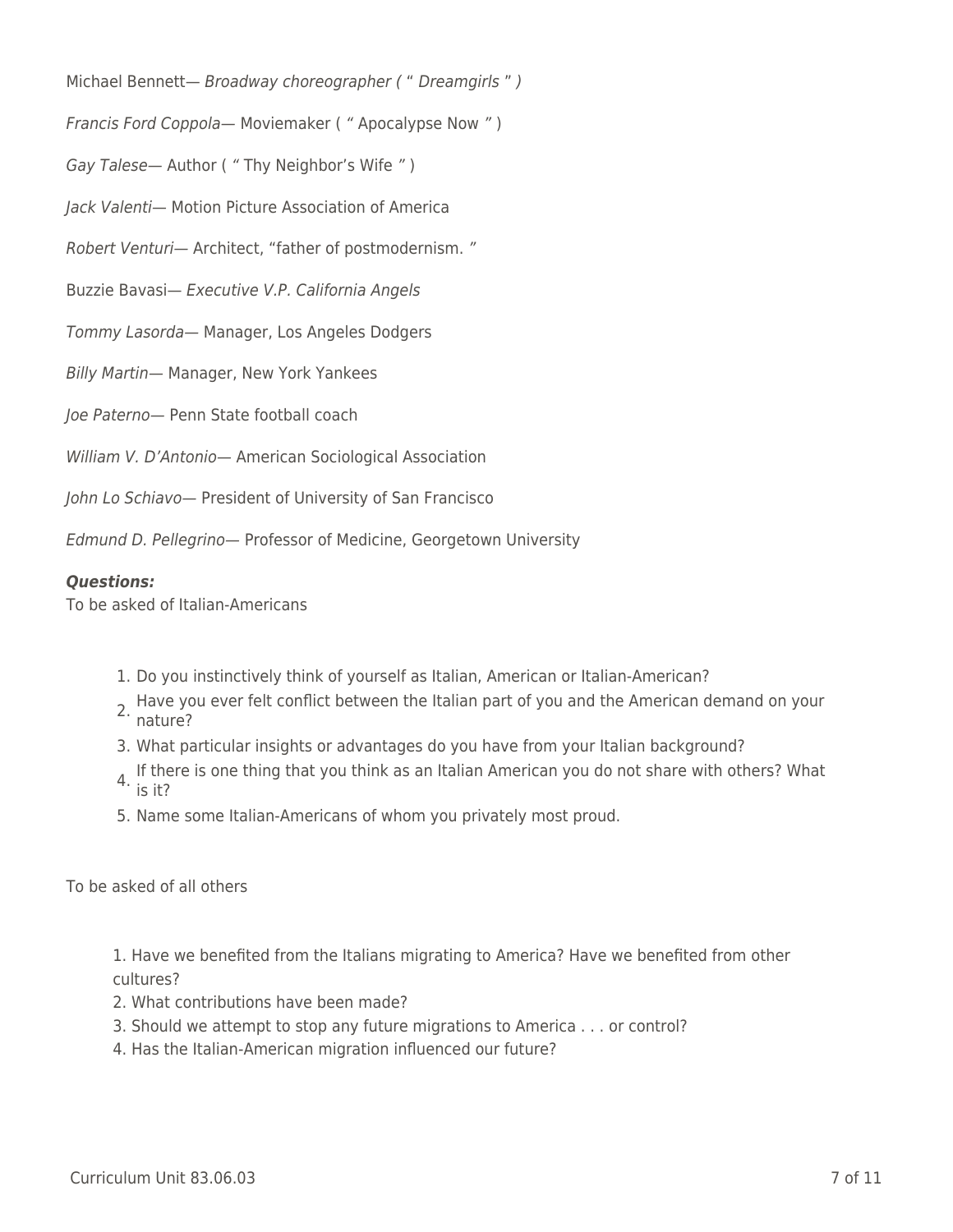Michael Bennett— *Broadway choreographer ( " Dreamgirls " )*

*Francis Ford Coppola*— Moviemaker ( " Apocalypse Now " )

*Gay Talese*— Author ( " Thy Neighbor's Wife " )

*Jack Valenti*— Motion Picture Association of America

*Robert Venturi*— Architect, "father of postmodernism. "

Buzzie Bavasi— *Executive V.P. California Angels*

*Tommy Lasorda*— Manager, Los Angeles Dodgers

*Billy Martin*— Manager, New York Yankees

*Joe Paterno*— Penn State football coach

*William V. D'Antonio*— American Sociological Association

*John Lo Schiavo*— President of University of San Francisco

*Edmund D. Pellegrino*— Professor of Medicine, Georgetown University

***Questions:***
To be asked of Italian-Americans

1. Do you instinctively think of yourself as Italian, American or Italian-American?
2. Have you ever felt conflict between the Italian part of you and the American demand on your nature?
3. What particular insights or advantages do you have from your Italian background?
4. If there is one thing that you think as an Italian American you do not share with others? What is it?
5. Name some Italian-Americans of whom you privately most proud.

To be asked of all others

1. Have we benefited from the Italians migrating to America? Have we benefited from other cultures?
2. What contributions have been made?
3. Should we attempt to stop any future migrations to America . . . or control?
4. Has the Italian-American migration influenced our future?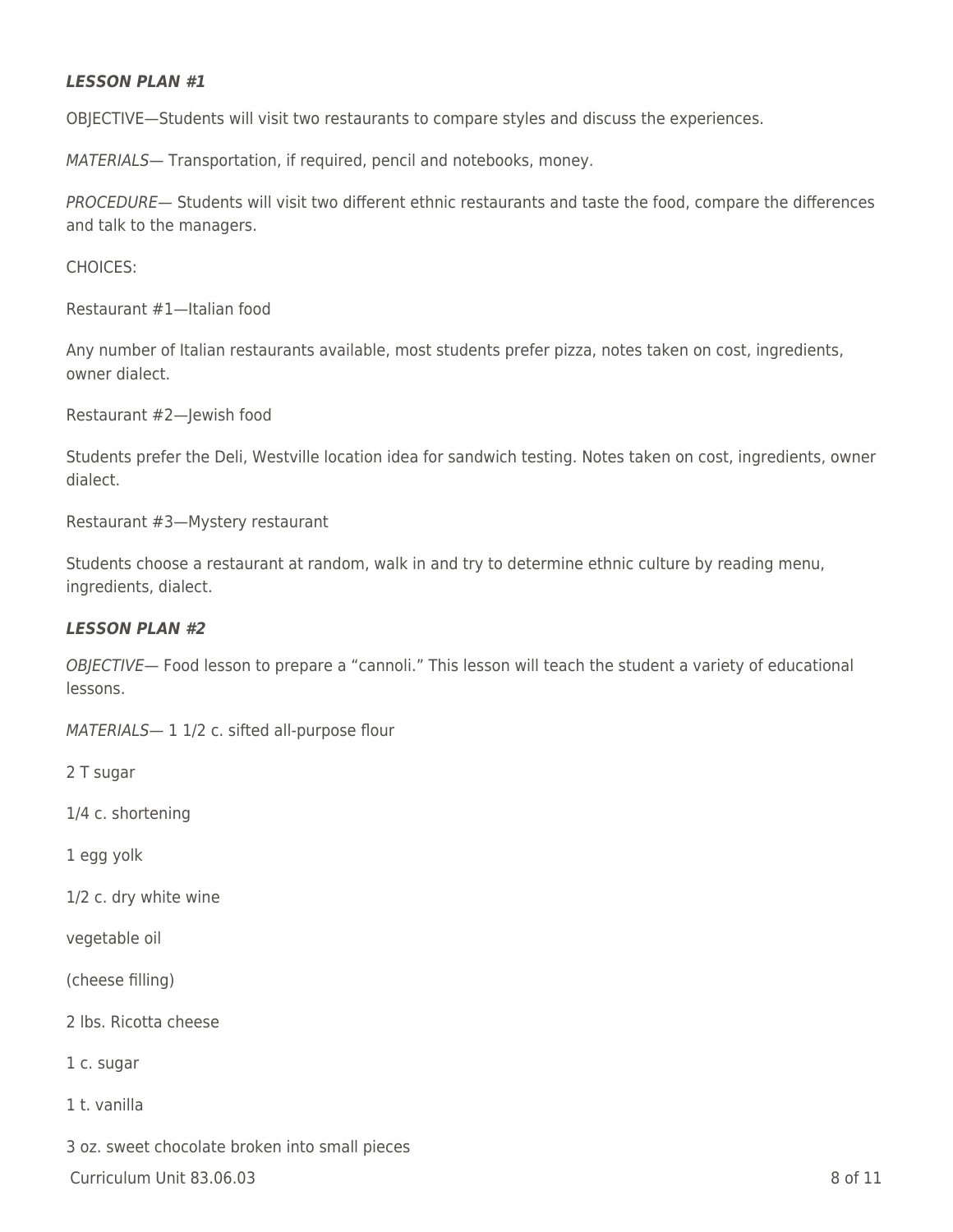***LESSON PLAN #1***

OBJECTIVE—Students will visit two restaurants to compare styles and discuss the experiences.

*MATERIALS*— Transportation, if required, pencil and notebooks, money.

*PROCEDURE*— Students will visit two different ethnic restaurants and taste the food, compare the differences and talk to the managers.

CHOICES:

Restaurant #1—Italian food

Any number of Italian restaurants available, most students prefer pizza, notes taken on cost, ingredients, owner dialect.

Restaurant #2—Jewish food

Students prefer the Deli, Westville location idea for sandwich testing. Notes taken on cost, ingredients, owner dialect.

Restaurant #3—Mystery restaurant

Students choose a restaurant at random, walk in and try to determine ethnic culture by reading menu, ingredients, dialect.

***LESSON PLAN #2***

*OBJECTIVE*— Food lesson to prepare a "cannoli." This lesson will teach the student a variety of educational lessons.

*MATERIALS*— 1 1/2 c. sifted all-purpose flour

2 T sugar

1/4 c. shortening

1 egg yolk

1/2 c. dry white wine

vegetable oil

(cheese filling)

2 lbs. Ricotta cheese

1 c. sugar

1 t. vanilla

3 oz. sweet chocolate broken into small pieces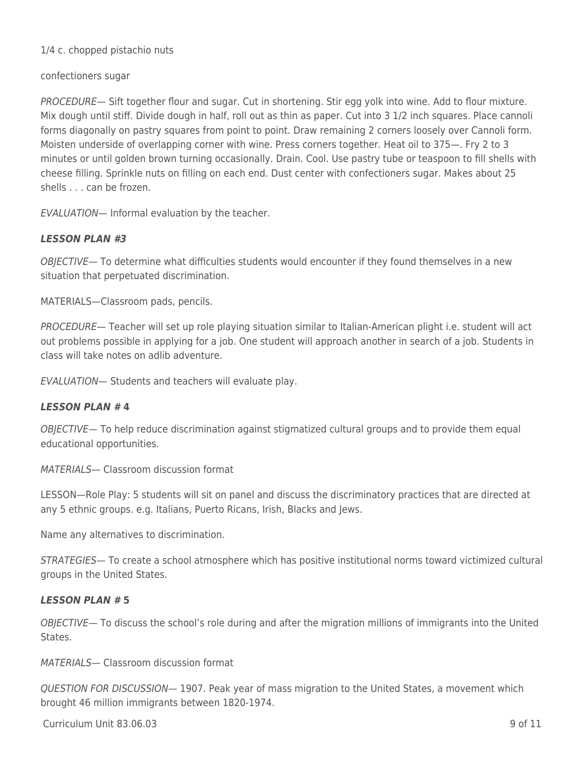1/4 c. chopped pistachio nuts

confectioners sugar

*PROCEDURE*— Sift together flour and sugar. Cut in shortening. Stir egg yolk into wine. Add to flour mixture. Mix dough until stiff. Divide dough in half, roll out as thin as paper. Cut into 3 1/2 inch squares. Place cannoli forms diagonally on pastry squares from point to point. Draw remaining 2 corners loosely over Cannoli form. Moisten underside of overlapping corner with wine. Press corners together. Heat oil to 375—. Fry 2 to 3 minutes or until golden brown turning occasionally. Drain. Cool. Use pastry tube or teaspoon to fill shells with cheese filling. Sprinkle nuts on filling on each end. Dust center with confectioners sugar. Makes about 25 shells . . . can be frozen.

*EVALUATION*— Informal evaluation by the teacher.

### ***LESSON PLAN #3***

*OBJECTIVE*— To determine what difficulties students would encounter if they found themselves in a new situation that perpetuated discrimination.

MATERIALS—Classroom pads, pencils.

*PROCEDURE*— Teacher will set up role playing situation similar to Italian-American plight i.e. student will act out problems possible in applying for a job. One student will approach another in search of a job. Students in class will take notes on adlib adventure.

*EVALUATION*— Students and teachers will evaluate play.

### ***LESSON PLAN #*** **4**

*OBJECTIVE*— To help reduce discrimination against stigmatized cultural groups and to provide them equal educational opportunities.

*MATERIALS*— Classroom discussion format

LESSON—Role Play: 5 students will sit on panel and discuss the discriminatory practices that are directed at any 5 ethnic groups. e.g. Italians, Puerto Ricans, Irish, Blacks and Jews.

Name any alternatives to discrimination.

*STRATEGIES*— To create a school atmosphere which has positive institutional norms toward victimized cultural groups in the United States.

### ***LESSON PLAN #*** **5**

*OBJECTIVE*— To discuss the school's role during and after the migration millions of immigrants into the United States.

*MATERIALS*— Classroom discussion format

*QUESTION FOR DISCUSSION*— 1907. Peak year of mass migration to the United States, a movement which brought 46 million immigrants between 1820-1974.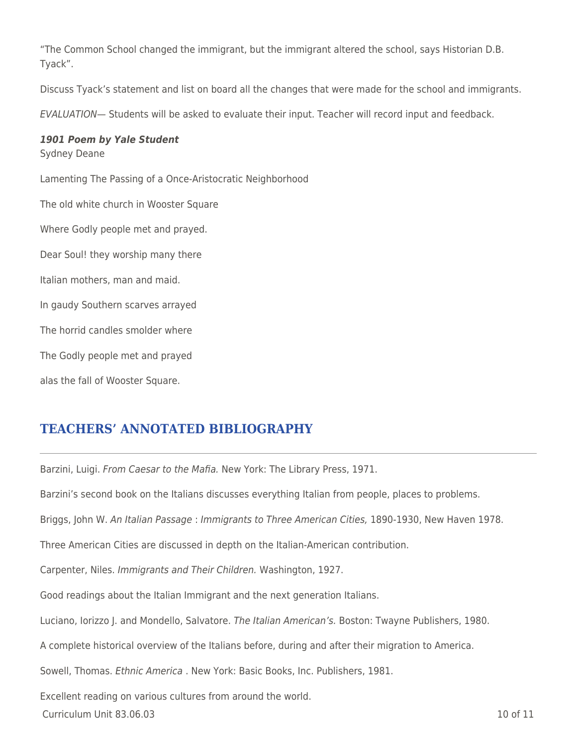"The Common School changed the immigrant, but the immigrant altered the school, says Historian D.B. Tyack".

Discuss Tyack's statement and list on board all the changes that were made for the school and immigrants.

*EVALUATION*— Students will be asked to evaluate their input. Teacher will record input and feedback.

***1901 Poem by Yale Student***
Sydney Deane

Lamenting The Passing of a Once-Aristocratic Neighborhood

The old white church in Wooster Square

Where Godly people met and prayed.

Dear Soul! they worship many there

Italian mothers, man and maid.

In gaudy Southern scarves arrayed

The horrid candles smolder where

The Godly people met and prayed

alas the fall of Wooster Square.

## TEACHERS' ANNOTATED BIBLIOGRAPHY

Barzini, Luigi. *From Caesar to the Mafia.* New York: The Library Press, 1971.

Barzini's second book on the Italians discusses everything Italian from people, places to problems.

Briggs, John W. *An Italian Passage* : *Immigrants to Three American Cities,* 1890-1930, New Haven 1978.

Three American Cities are discussed in depth on the Italian-American contribution.

Carpenter, Niles. *Immigrants and Their Children.* Washington, 1927.

Good readings about the Italian Immigrant and the next generation Italians.

Luciano, Iorizzo J. and Mondello, Salvatore. *The Italian American's.* Boston: Twayne Publishers, 1980.

A complete historical overview of the Italians before, during and after their migration to America.

Sowell, Thomas. *Ethnic America* . New York: Basic Books, Inc. Publishers, 1981.

Excellent reading on various cultures from around the world.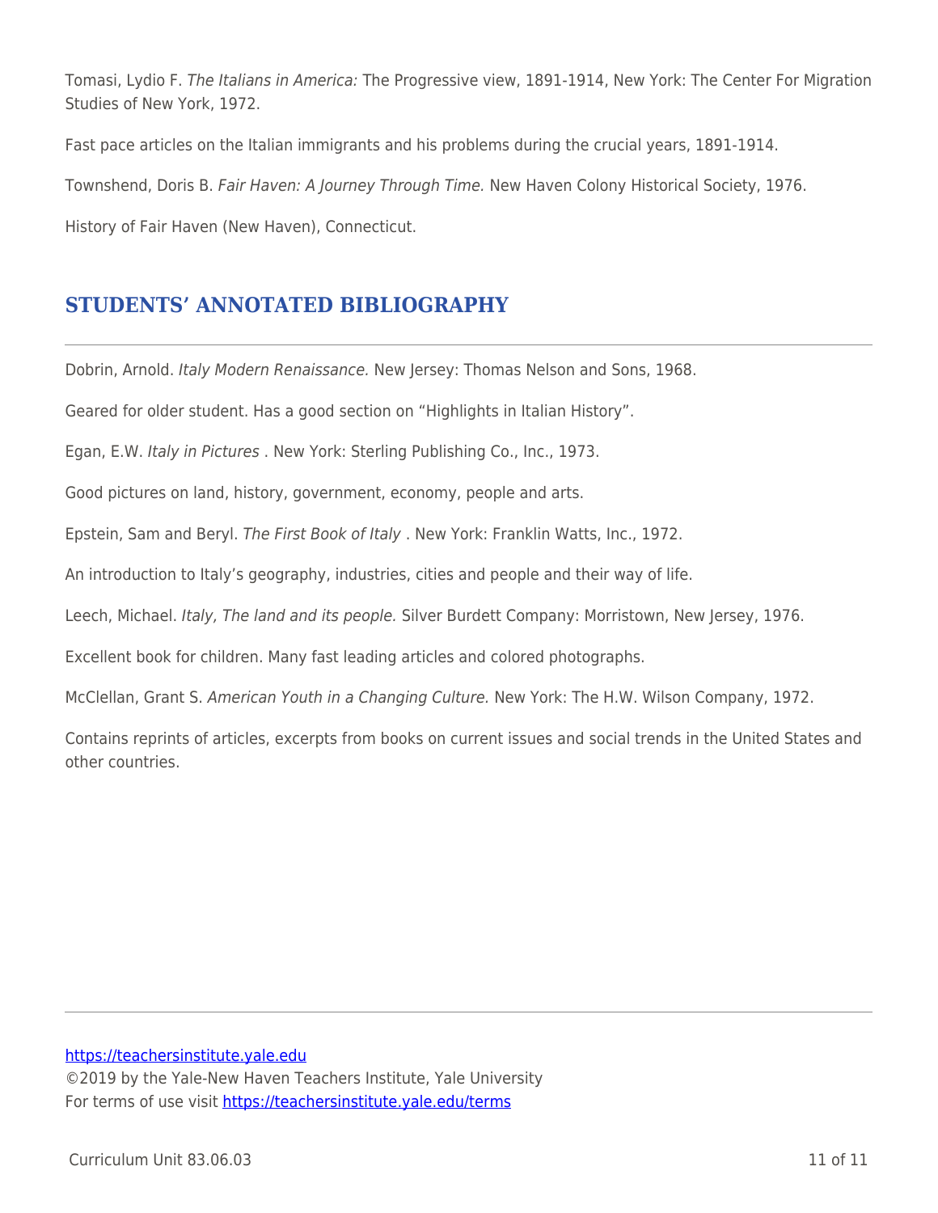Tomasi, Lydio F. *The Italians in America:* The Progressive view, 1891-1914, New York: The Center For Migration Studies of New York, 1972.

Fast pace articles on the Italian immigrants and his problems during the crucial years, 1891-1914.

Townshend, Doris B. *Fair Haven: A Journey Through Time.* New Haven Colony Historical Society, 1976.

History of Fair Haven (New Haven), Connecticut.

## STUDENTS' ANNOTATED BIBLIOGRAPHY

Dobrin, Arnold. *Italy Modern Renaissance.* New Jersey: Thomas Nelson and Sons, 1968.

Geared for older student. Has a good section on "Highlights in Italian History".

Egan, E.W. *Italy in Pictures* . New York: Sterling Publishing Co., Inc., 1973.

Good pictures on land, history, government, economy, people and arts.

Epstein, Sam and Beryl. *The First Book of Italy* . New York: Franklin Watts, Inc., 1972.

An introduction to Italy's geography, industries, cities and people and their way of life.

Leech, Michael. *Italy, The land and its people.* Silver Burdett Company: Morristown, New Jersey, 1976.

Excellent book for children. Many fast leading articles and colored photographs.

McClellan, Grant S. *American Youth in a Changing Culture.* New York: The H.W. Wilson Company, 1972.

Contains reprints of articles, excerpts from books on current issues and social trends in the United States and other countries.

https://teachersinstitute.yale.edu
©2019 by the Yale-New Haven Teachers Institute, Yale University
For terms of use visit https://teachersinstitute.yale.edu/terms